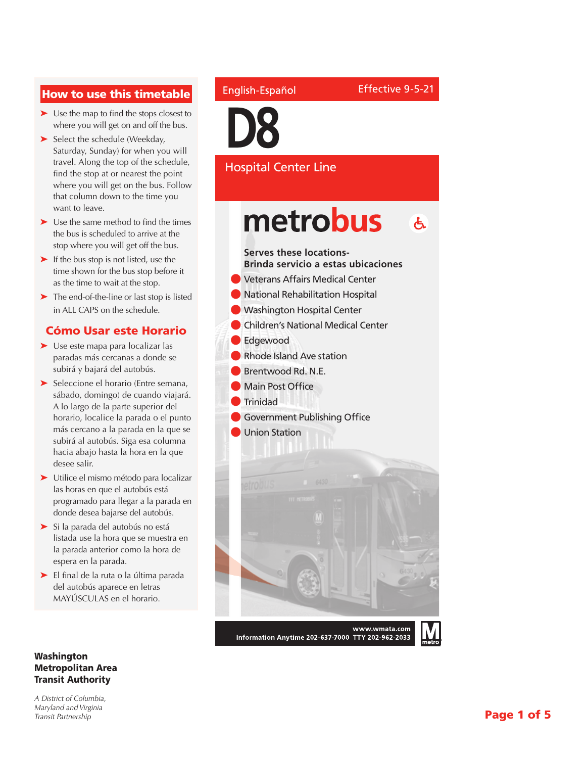## How to use this timetable

- Use the map to find the stops closest to where you will get on and off the bus.
- Select the schedule (Weekday, Saturday, Sunday) for when you will travel. Along the top of the schedule, find the stop at or nearest the point where you will get on the bus. Follow that column down to the time you want to leave.
- Use the same method to find the times the bus is scheduled to arrive at the stop where you will get off the bus.
- If the bus stop is not listed, use the time shown for the bus stop before it as the time to wait at the stop.
- The end-of-the-line or last stop is listed in ALL CAPS on the schedule.

## Cómo Usar este Horario

- Use este mapa para localizar las paradas más cercanas a donde se subirá y bajará del autobús.
- Seleccione el horario (Entre semana, sábado, domingo) de cuando viajará. A lo largo de la parte superior del horario, localice la parada o el punto más cercano a la parada en la que se subirá al autobús. Siga esa columna hacia abajo hasta la hora en la que desee salir.
- Utilice el mismo método para localizar las horas en que el autobús está programado para llegar a la parada en donde desea bajarse del autobús.
- Si la parada del autobús no está listada use la hora que se muestra en la parada anterior como la hora de espera en la parada.
- El final de la ruta o la última parada del autobús aparece en letras MAYÚSCULAS en el horario.

English-Español

Effective 9-5-21

# D8

## Hospital Center Line

**metrobus**

**Serves these locations-**
**Brinda servicio a estas ubicaciones**

- Veterans Affairs Medical Center
- National Rehabilitation Hospital
- Washington Hospital Center
- Children's National Medical Center
- Edgewood
- Rhode Island Ave station
- Brentwood Rd. N.E.
- Main Post Office
- Trinidad
- Government Publishing Office
- Union Station

**www.wmata.com**
**Information Anytime 202-637-7000 TTY 202-962-2033**

**Washington Metropolitan Area Transit Authority**

*A District of Columbia, Maryland and Virginia Transit Partnership*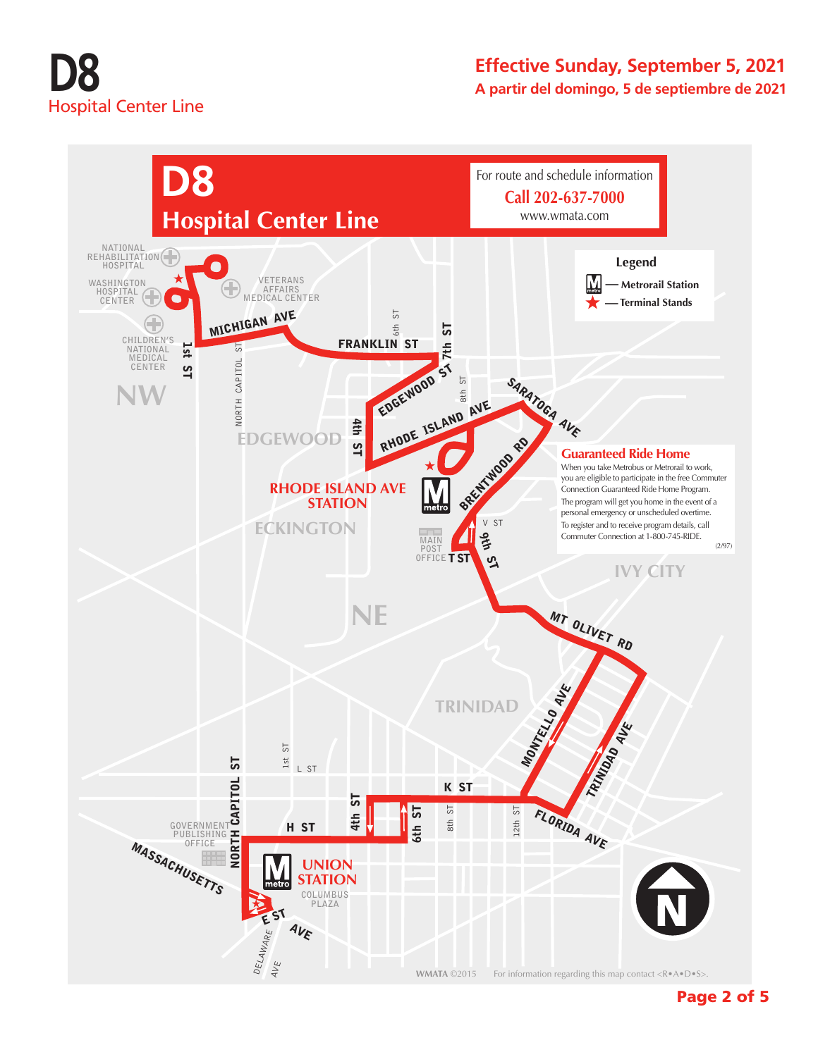# D8
Hospital Center Line

**Effective Sunday, September 5, 2021**
**A partir del domingo, 5 de septiembre de 2021**

## D8 Hospital Center Line

For route and schedule information
**Call 202-637-7000**
www.wmata.com

**Legend**
- Metrorail Station
- Terminal Stands

NATIONAL REHABILITATION HOSPITAL
WASHINGTON HOSPITAL CENTER
VETERANS AFFAIRS MEDICAL CENTER
CHILDREN'S NATIONAL MEDICAL CENTER
NW
MICHIGAN AVE
1st ST
NORTH CAPITOL ST
FRANKLIN ST
6th ST
7th ST
EDGEWOOD ST
8th ST
SARATOGA AVE
RHODE ISLAND AVE
4th ST
EDGEWOOD
RHODE ISLAND AVE STATION
ECKINGTON
BRENTWOOD RD
V ST
9th ST
MAIN POST OFFICE
T ST
IVY CITY
NE
MT OLIVET RD
TRINIDAD
MONTELLO AVE
TRINIDAD AVE
FLORIDA AVE
K ST
12th ST
8th ST
6th ST
4th ST
H ST
1st ST
L ST
NORTH CAPITOL ST
GOVERNMENT PUBLISHING OFFICE
MASSACHUSETTS AVE
UNION STATION
COLUMBUS PLAZA
E ST
DELAWARE AVE

### Guaranteed Ride Home

When you take Metrobus or Metrorail to work, you are eligible to participate in the free Commuter Connection Guaranteed Ride Home Program. The program will get you home in the event of a personal emergency or unscheduled overtime. To register and to receive program details, call Commuter Connection at 1-800-745-RIDE.

(2/97)

WMATA ©2015 For information regarding this map contact <R•A•D•S>.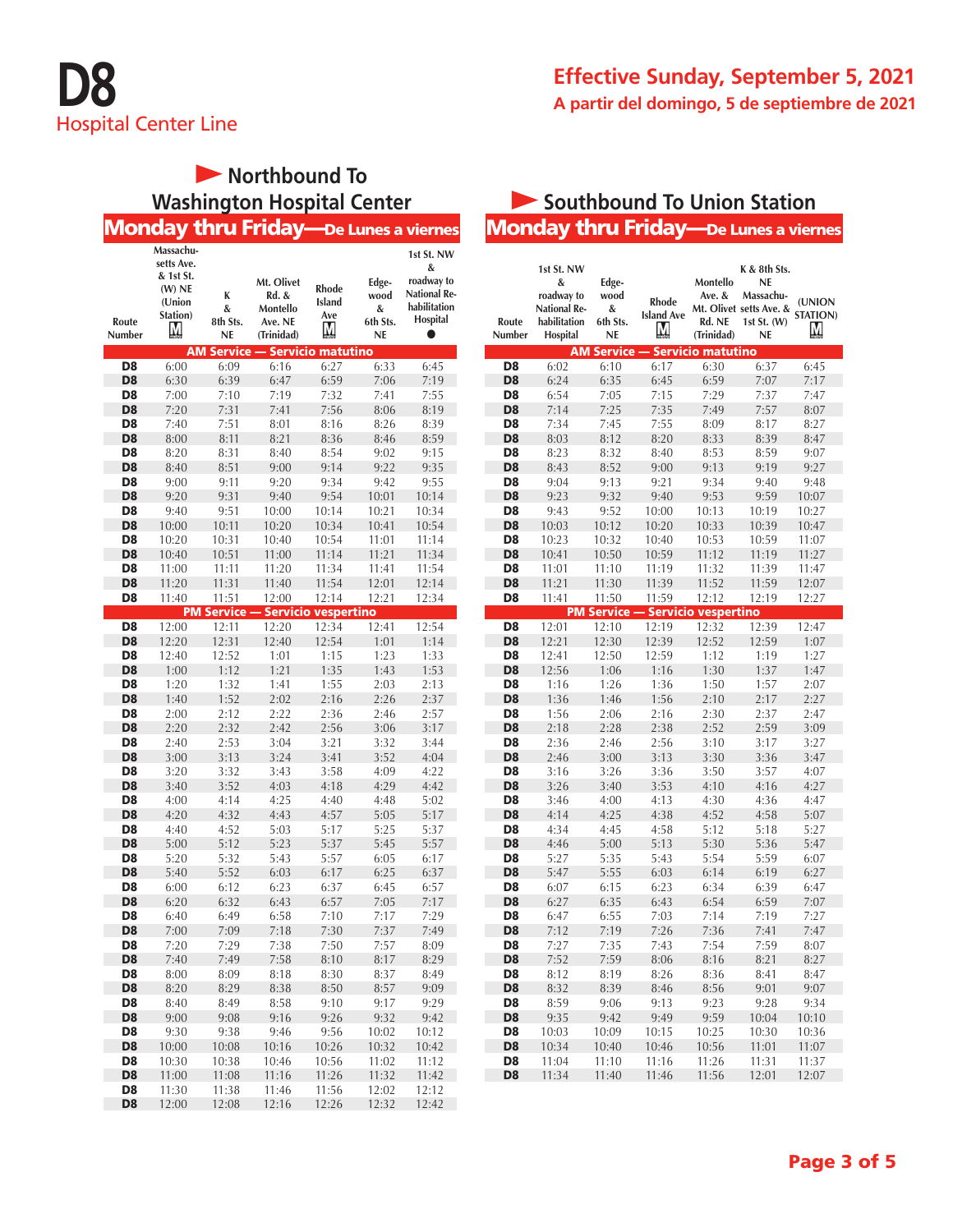# D8

Hospital Center Line

**Effective Sunday, September 5, 2021**

**A partir del domingo, 5 de septiembre de 2021**

## Northbound To Washington Hospital Center

### Monday thru Friday—De Lunes a viernes

| Route Number | Massachusetts Ave. & 1st St. (W) NE (Union Station) M | K & 8th Sts. NE | Mt. Olivet Rd. & Montello Ave. NE (Trinidad) | Rhode Island Ave M | Edgewood & 6th Sts. NE | 1st St. NW & roadway to National Rehabilitation Hospital ● |
|---|---|---|---|---|---|---|
| **AM Service — Servicio matutino** | | | | | | |
| D8 | 6:00 | 6:09 | 6:16 | 6:27 | 6:33 | 6:45 |
| D8 | 6:30 | 6:39 | 6:47 | 6:59 | 7:06 | 7:19 |
| D8 | 7:00 | 7:10 | 7:19 | 7:32 | 7:41 | 7:55 |
| D8 | 7:20 | 7:31 | 7:41 | 7:56 | 8:06 | 8:19 |
| D8 | 7:40 | 7:51 | 8:01 | 8:16 | 8:26 | 8:39 |
| D8 | 8:00 | 8:11 | 8:21 | 8:36 | 8:46 | 8:59 |
| D8 | 8:20 | 8:31 | 8:40 | 8:54 | 9:02 | 9:15 |
| D8 | 8:40 | 8:51 | 9:00 | 9:14 | 9:22 | 9:35 |
| D8 | 9:00 | 9:11 | 9:20 | 9:34 | 9:42 | 9:55 |
| D8 | 9:20 | 9:31 | 9:40 | 9:54 | 10:01 | 10:14 |
| D8 | 9:40 | 9:51 | 10:00 | 10:14 | 10:21 | 10:34 |
| D8 | 10:00 | 10:11 | 10:20 | 10:34 | 10:41 | 10:54 |
| D8 | 10:20 | 10:31 | 10:40 | 10:54 | 11:01 | 11:14 |
| D8 | 10:40 | 10:51 | 11:00 | 11:14 | 11:21 | 11:34 |
| D8 | 11:00 | 11:11 | 11:20 | 11:34 | 11:41 | 11:54 |
| D8 | 11:20 | 11:31 | 11:40 | 11:54 | 12:01 | 12:14 |
| D8 | 11:40 | 11:51 | 12:00 | 12:14 | 12:21 | 12:34 |
| **PM Service — Servicio vespertino** | | | | | | |
| D8 | 12:00 | 12:11 | 12:20 | 12:34 | 12:41 | 12:54 |
| D8 | 12:20 | 12:31 | 12:40 | 12:54 | 1:01 | 1:14 |
| D8 | 12:40 | 12:52 | 1:01 | 1:15 | 1:23 | 1:33 |
| D8 | 1:00 | 1:12 | 1:21 | 1:35 | 1:43 | 1:53 |
| D8 | 1:20 | 1:32 | 1:41 | 1:55 | 2:03 | 2:13 |
| D8 | 1:40 | 1:52 | 2:02 | 2:16 | 2:26 | 2:37 |
| D8 | 2:00 | 2:12 | 2:22 | 2:36 | 2:46 | 2:57 |
| D8 | 2:20 | 2:32 | 2:42 | 2:56 | 3:06 | 3:17 |
| D8 | 2:40 | 2:53 | 3:04 | 3:21 | 3:32 | 3:44 |
| D8 | 3:00 | 3:13 | 3:24 | 3:41 | 3:52 | 4:04 |
| D8 | 3:20 | 3:32 | 3:43 | 3:58 | 4:09 | 4:22 |
| D8 | 3:40 | 3:52 | 4:03 | 4:18 | 4:29 | 4:42 |
| D8 | 4:00 | 4:14 | 4:25 | 4:40 | 4:48 | 5:02 |
| D8 | 4:20 | 4:32 | 4:43 | 4:57 | 5:05 | 5:17 |
| D8 | 4:40 | 4:52 | 5:03 | 5:17 | 5:25 | 5:37 |
| D8 | 5:00 | 5:12 | 5:23 | 5:37 | 5:45 | 5:57 |
| D8 | 5:20 | 5:32 | 5:43 | 5:57 | 6:05 | 6:17 |
| D8 | 5:40 | 5:52 | 6:03 | 6:17 | 6:25 | 6:37 |
| D8 | 6:00 | 6:12 | 6:23 | 6:37 | 6:45 | 6:57 |
| D8 | 6:20 | 6:32 | 6:43 | 6:57 | 7:05 | 7:17 |
| D8 | 6:40 | 6:49 | 6:58 | 7:10 | 7:17 | 7:29 |
| D8 | 7:00 | 7:09 | 7:18 | 7:30 | 7:37 | 7:49 |
| D8 | 7:20 | 7:29 | 7:38 | 7:50 | 7:57 | 8:09 |
| D8 | 7:40 | 7:49 | 7:58 | 8:10 | 8:17 | 8:29 |
| D8 | 8:00 | 8:09 | 8:18 | 8:30 | 8:37 | 8:49 |
| D8 | 8:20 | 8:29 | 8:38 | 8:50 | 8:57 | 9:09 |
| D8 | 8:40 | 8:49 | 8:58 | 9:10 | 9:17 | 9:29 |
| D8 | 9:00 | 9:08 | 9:16 | 9:26 | 9:32 | 9:42 |
| D8 | 9:30 | 9:38 | 9:46 | 9:56 | 10:02 | 10:12 |
| D8 | 10:00 | 10:08 | 10:16 | 10:26 | 10:32 | 10:42 |
| D8 | 10:30 | 10:38 | 10:46 | 10:56 | 11:02 | 11:12 |
| D8 | 11:00 | 11:08 | 11:16 | 11:26 | 11:32 | 11:42 |
| D8 | 11:30 | 11:38 | 11:46 | 11:56 | 12:02 | 12:12 |
| D8 | 12:00 | 12:08 | 12:16 | 12:26 | 12:32 | 12:42 |

## Southbound To Union Station

### Monday thru Friday—De Lunes a viernes

| Route Number | 1st St. NW & roadway to National Rehabilitation Hospital | Edgewood & 6th Sts. NE | Rhode Island Ave M | Montello Ave. & Mt. Olivet Rd. NE (Trinidad) | K & 8th Sts. NE Massachusetts Ave. & 1st St. (W) NE | (UNION STATION) M |
|---|---|---|---|---|---|---|
| **AM Service — Servicio matutino** | | | | | | |
| D8 | 6:02 | 6:10 | 6:17 | 6:30 | 6:37 | 6:45 |
| D8 | 6:24 | 6:35 | 6:45 | 6:59 | 7:07 | 7:17 |
| D8 | 6:54 | 7:05 | 7:15 | 7:29 | 7:37 | 7:47 |
| D8 | 7:14 | 7:25 | 7:35 | 7:49 | 7:57 | 8:07 |
| D8 | 7:34 | 7:45 | 7:55 | 8:09 | 8:17 | 8:27 |
| D8 | 8:03 | 8:12 | 8:20 | 8:33 | 8:39 | 8:47 |
| D8 | 8:23 | 8:32 | 8:40 | 8:53 | 8:59 | 9:07 |
| D8 | 8:43 | 8:52 | 9:00 | 9:13 | 9:19 | 9:27 |
| D8 | 9:04 | 9:13 | 9:21 | 9:34 | 9:40 | 9:48 |
| D8 | 9:23 | 9:32 | 9:40 | 9:53 | 9:59 | 10:07 |
| D8 | 9:43 | 9:52 | 10:00 | 10:13 | 10:19 | 10:27 |
| D8 | 10:03 | 10:12 | 10:20 | 10:33 | 10:39 | 10:47 |
| D8 | 10:23 | 10:32 | 10:40 | 10:53 | 10:59 | 11:07 |
| D8 | 10:41 | 10:50 | 10:59 | 11:12 | 11:19 | 11:27 |
| D8 | 11:01 | 11:10 | 11:19 | 11:32 | 11:39 | 11:47 |
| D8 | 11:21 | 11:30 | 11:39 | 11:52 | 11:59 | 12:07 |
| D8 | 11:41 | 11:50 | 11:59 | 12:12 | 12:19 | 12:27 |
| **PM Service — Servicio vespertino** | | | | | | |
| D8 | 12:01 | 12:10 | 12:19 | 12:32 | 12:39 | 12:47 |
| D8 | 12:21 | 12:30 | 12:39 | 12:52 | 12:59 | 1:07 |
| D8 | 12:41 | 12:50 | 12:59 | 1:12 | 1:19 | 1:27 |
| D8 | 12:56 | 1:06 | 1:16 | 1:30 | 1:37 | 1:47 |
| D8 | 1:16 | 1:26 | 1:36 | 1:50 | 1:57 | 2:07 |
| D8 | 1:36 | 1:46 | 1:56 | 2:10 | 2:17 | 2:27 |
| D8 | 1:56 | 2:06 | 2:16 | 2:30 | 2:37 | 2:47 |
| D8 | 2:18 | 2:28 | 2:38 | 2:52 | 2:59 | 3:09 |
| D8 | 2:36 | 2:46 | 2:56 | 3:10 | 3:17 | 3:27 |
| D8 | 2:46 | 3:00 | 3:13 | 3:30 | 3:36 | 3:47 |
| D8 | 3:16 | 3:26 | 3:36 | 3:50 | 3:57 | 4:07 |
| D8 | 3:26 | 3:40 | 3:53 | 4:10 | 4:16 | 4:27 |
| D8 | 3:46 | 4:00 | 4:13 | 4:30 | 4:36 | 4:47 |
| D8 | 4:14 | 4:25 | 4:38 | 4:52 | 4:58 | 5:07 |
| D8 | 4:34 | 4:45 | 4:58 | 5:12 | 5:18 | 5:27 |
| D8 | 4:46 | 5:00 | 5:13 | 5:30 | 5:36 | 5:47 |
| D8 | 5:27 | 5:35 | 5:43 | 5:54 | 5:59 | 6:07 |
| D8 | 5:47 | 5:55 | 6:03 | 6:14 | 6:19 | 6:27 |
| D8 | 6:07 | 6:15 | 6:23 | 6:34 | 6:39 | 6:47 |
| D8 | 6:27 | 6:35 | 6:43 | 6:54 | 6:59 | 7:07 |
| D8 | 6:47 | 6:55 | 7:03 | 7:14 | 7:19 | 7:27 |
| D8 | 7:12 | 7:19 | 7:26 | 7:36 | 7:41 | 7:47 |
| D8 | 7:27 | 7:35 | 7:43 | 7:54 | 7:59 | 8:07 |
| D8 | 7:52 | 7:59 | 8:06 | 8:16 | 8:21 | 8:27 |
| D8 | 8:12 | 8:19 | 8:26 | 8:36 | 8:41 | 8:47 |
| D8 | 8:32 | 8:39 | 8:46 | 8:56 | 9:01 | 9:07 |
| D8 | 8:59 | 9:06 | 9:13 | 9:23 | 9:28 | 9:34 |
| D8 | 9:35 | 9:42 | 9:49 | 9:59 | 10:04 | 10:10 |
| D8 | 10:03 | 10:09 | 10:15 | 10:25 | 10:30 | 10:36 |
| D8 | 10:34 | 10:40 | 10:46 | 10:56 | 11:01 | 11:07 |
| D8 | 11:04 | 11:10 | 11:16 | 11:26 | 11:31 | 11:37 |
| D8 | 11:34 | 11:40 | 11:46 | 11:56 | 12:01 | 12:07 |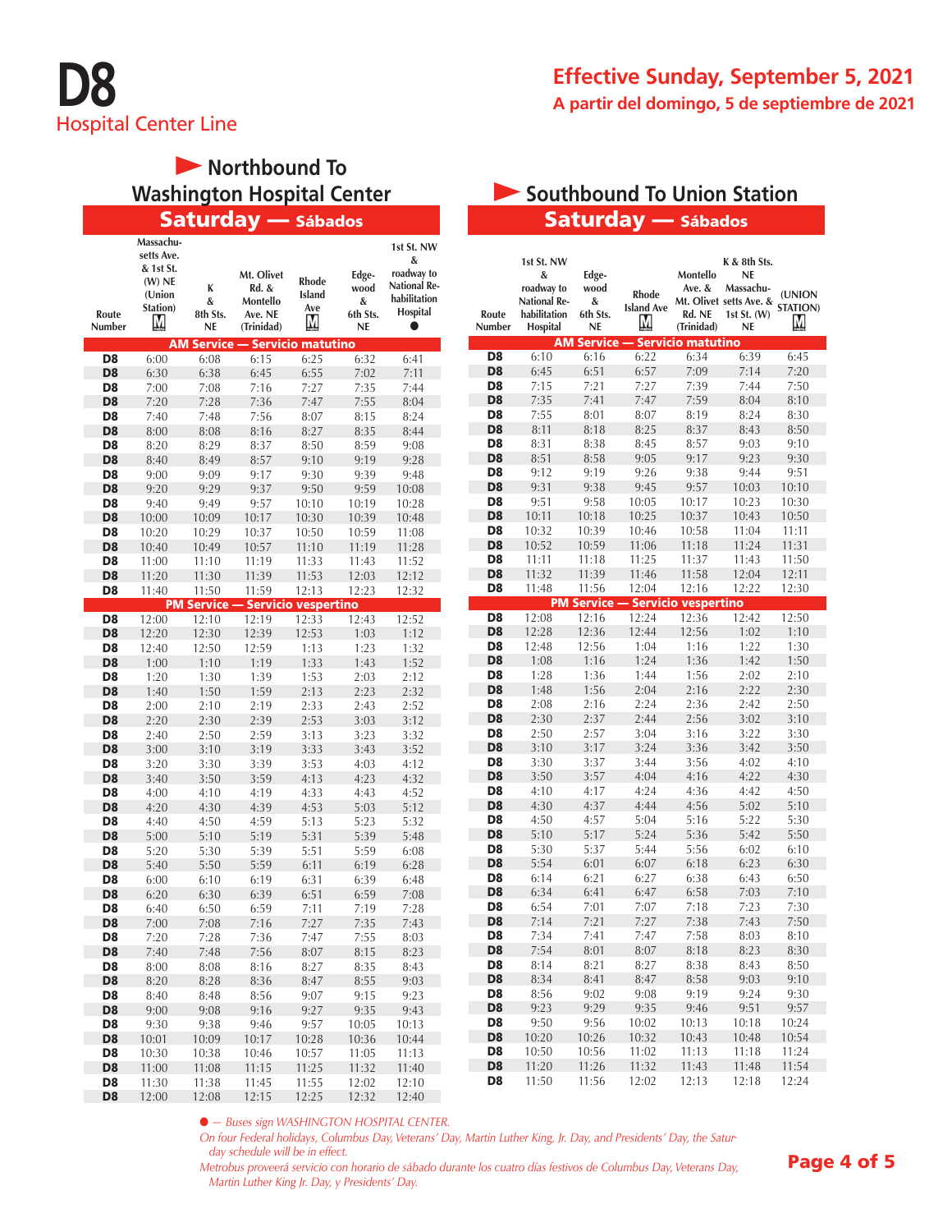# D8
## Hospital Center Line

**Effective Sunday, September 5, 2021**
**A partir del domingo, 5 de septiembre de 2021**

### Northbound To Washington Hospital Center

### Saturday — Sábados

| Route Number | Massachusetts Ave. & 1st St. (W) NE (Union Station) Ⓜ | K & 8th Sts. NE | Mt. Olivet Rd. & Montello Ave. NE (Trinidad) | Rhode Island Ave Ⓜ | Edgewood & 6th Sts. NE | 1st St. NW & roadway to National Rehabilitation Hospital ● |
|---|---|---|---|---|---|---|
| **AM Service — Servicio matutino** | | | | | | |
| D8 | 6:00 | 6:08 | 6:15 | 6:25 | 6:32 | 6:41 |
| D8 | 6:30 | 6:38 | 6:45 | 6:55 | 7:02 | 7:11 |
| D8 | 7:00 | 7:08 | 7:16 | 7:27 | 7:35 | 7:44 |
| D8 | 7:20 | 7:28 | 7:36 | 7:47 | 7:55 | 8:04 |
| D8 | 7:40 | 7:48 | 7:56 | 8:07 | 8:15 | 8:24 |
| D8 | 8:00 | 8:08 | 8:16 | 8:27 | 8:35 | 8:44 |
| D8 | 8:20 | 8:29 | 8:37 | 8:50 | 8:59 | 9:08 |
| D8 | 8:40 | 8:49 | 8:57 | 9:10 | 9:19 | 9:28 |
| D8 | 9:00 | 9:09 | 9:17 | 9:30 | 9:39 | 9:48 |
| D8 | 9:20 | 9:29 | 9:37 | 9:50 | 9:59 | 10:08 |
| D8 | 9:40 | 9:49 | 9:57 | 10:10 | 10:19 | 10:28 |
| D8 | 10:00 | 10:09 | 10:17 | 10:30 | 10:39 | 10:48 |
| D8 | 10:20 | 10:29 | 10:37 | 10:50 | 10:59 | 11:08 |
| D8 | 10:40 | 10:49 | 10:57 | 11:10 | 11:19 | 11:28 |
| D8 | 11:00 | 11:10 | 11:19 | 11:33 | 11:43 | 11:52 |
| D8 | 11:20 | 11:30 | 11:39 | 11:53 | 12:03 | 12:12 |
| D8 | 11:40 | 11:50 | 11:59 | 12:13 | 12:23 | 12:32 |
| **PM Service — Servicio vespertino** | | | | | | |
| D8 | 12:00 | 12:10 | 12:19 | 12:33 | 12:43 | 12:52 |
| D8 | 12:20 | 12:30 | 12:39 | 12:53 | 1:03 | 1:12 |
| D8 | 12:40 | 12:50 | 12:59 | 1:13 | 1:23 | 1:32 |
| D8 | 1:00 | 1:10 | 1:19 | 1:33 | 1:43 | 1:52 |
| D8 | 1:20 | 1:30 | 1:39 | 1:53 | 2:03 | 2:12 |
| D8 | 1:40 | 1:50 | 1:59 | 2:13 | 2:23 | 2:32 |
| D8 | 2:00 | 2:10 | 2:19 | 2:33 | 2:43 | 2:52 |
| D8 | 2:20 | 2:30 | 2:39 | 2:53 | 3:03 | 3:12 |
| D8 | 2:40 | 2:50 | 2:59 | 3:13 | 3:23 | 3:32 |
| D8 | 3:00 | 3:10 | 3:19 | 3:33 | 3:43 | 3:52 |
| D8 | 3:20 | 3:30 | 3:39 | 3:53 | 4:03 | 4:12 |
| D8 | 3:40 | 3:50 | 3:59 | 4:13 | 4:23 | 4:32 |
| D8 | 4:00 | 4:10 | 4:19 | 4:33 | 4:43 | 4:52 |
| D8 | 4:20 | 4:30 | 4:39 | 4:53 | 5:03 | 5:12 |
| D8 | 4:40 | 4:50 | 4:59 | 5:13 | 5:23 | 5:32 |
| D8 | 5:00 | 5:10 | 5:19 | 5:31 | 5:39 | 5:48 |
| D8 | 5:20 | 5:30 | 5:39 | 5:51 | 5:59 | 6:08 |
| D8 | 5:40 | 5:50 | 5:59 | 6:11 | 6:19 | 6:28 |
| D8 | 6:00 | 6:10 | 6:19 | 6:31 | 6:39 | 6:48 |
| D8 | 6:20 | 6:30 | 6:39 | 6:51 | 6:59 | 7:08 |
| D8 | 6:40 | 6:50 | 6:59 | 7:11 | 7:19 | 7:28 |
| D8 | 7:00 | 7:08 | 7:16 | 7:27 | 7:35 | 7:43 |
| D8 | 7:20 | 7:28 | 7:36 | 7:47 | 7:55 | 8:03 |
| D8 | 7:40 | 7:48 | 7:56 | 8:07 | 8:15 | 8:23 |
| D8 | 8:00 | 8:08 | 8:16 | 8:27 | 8:35 | 8:43 |
| D8 | 8:20 | 8:28 | 8:36 | 8:47 | 8:55 | 9:03 |
| D8 | 8:40 | 8:48 | 8:56 | 9:07 | 9:15 | 9:23 |
| D8 | 9:00 | 9:08 | 9:16 | 9:27 | 9:35 | 9:43 |
| D8 | 9:30 | 9:38 | 9:46 | 9:57 | 10:05 | 10:13 |
| D8 | 10:01 | 10:09 | 10:17 | 10:28 | 10:36 | 10:44 |
| D8 | 10:30 | 10:38 | 10:46 | 10:57 | 11:05 | 11:13 |
| D8 | 11:00 | 11:08 | 11:15 | 11:25 | 11:32 | 11:40 |
| D8 | 11:30 | 11:38 | 11:45 | 11:55 | 12:02 | 12:10 |
| D8 | 12:00 | 12:08 | 12:15 | 12:25 | 12:32 | 12:40 |

### Southbound To Union Station

### Saturday — Sábados

| Route Number | 1st St. NW & roadway to National Rehabilitation Hospital | Edgewood & 6th Sts. NE | Rhode Island Ave Ⓜ | Montello Ave. & Mt. Olivet Rd. NE (Trinidad) | K & 8th Sts. NE Massachusetts Ave. & 1st St. (W) NE | (UNION STATION) Ⓜ |
|---|---|---|---|---|---|---|
| **AM Service — Servicio matutino** | | | | | | |
| D8 | 6:10 | 6:16 | 6:22 | 6:34 | 6:39 | 6:45 |
| D8 | 6:45 | 6:51 | 6:57 | 7:09 | 7:14 | 7:20 |
| D8 | 7:15 | 7:21 | 7:27 | 7:39 | 7:44 | 7:50 |
| D8 | 7:35 | 7:41 | 7:47 | 7:59 | 8:04 | 8:10 |
| D8 | 7:55 | 8:01 | 8:07 | 8:19 | 8:24 | 8:30 |
| D8 | 8:11 | 8:18 | 8:25 | 8:37 | 8:43 | 8:50 |
| D8 | 8:31 | 8:38 | 8:45 | 8:57 | 9:03 | 9:10 |
| D8 | 8:51 | 8:58 | 9:05 | 9:17 | 9:23 | 9:30 |
| D8 | 9:12 | 9:19 | 9:26 | 9:38 | 9:44 | 9:51 |
| D8 | 9:31 | 9:38 | 9:45 | 9:57 | 10:03 | 10:10 |
| D8 | 9:51 | 9:58 | 10:05 | 10:17 | 10:23 | 10:30 |
| D8 | 10:11 | 10:18 | 10:25 | 10:37 | 10:43 | 10:50 |
| D8 | 10:32 | 10:39 | 10:46 | 10:58 | 11:04 | 11:11 |
| D8 | 10:52 | 10:59 | 11:06 | 11:18 | 11:24 | 11:31 |
| D8 | 11:11 | 11:18 | 11:25 | 11:37 | 11:43 | 11:50 |
| D8 | 11:32 | 11:39 | 11:46 | 11:58 | 12:04 | 12:11 |
| D8 | 11:48 | 11:56 | 12:04 | 12:16 | 12:22 | 12:30 |
| **PM Service — Servicio vespertino** | | | | | | |
| D8 | 12:08 | 12:16 | 12:24 | 12:36 | 12:42 | 12:50 |
| D8 | 12:28 | 12:36 | 12:44 | 12:56 | 1:02 | 1:10 |
| D8 | 12:48 | 12:56 | 1:04 | 1:16 | 1:22 | 1:30 |
| D8 | 1:08 | 1:16 | 1:24 | 1:36 | 1:42 | 1:50 |
| D8 | 1:28 | 1:36 | 1:44 | 1:56 | 2:02 | 2:10 |
| D8 | 1:48 | 1:56 | 2:04 | 2:16 | 2:22 | 2:30 |
| D8 | 2:08 | 2:16 | 2:24 | 2:36 | 2:42 | 2:50 |
| D8 | 2:30 | 2:37 | 2:44 | 2:56 | 3:02 | 3:10 |
| D8 | 2:50 | 2:57 | 3:04 | 3:16 | 3:22 | 3:30 |
| D8 | 3:10 | 3:17 | 3:24 | 3:36 | 3:42 | 3:50 |
| D8 | 3:30 | 3:37 | 3:44 | 3:56 | 4:02 | 4:10 |
| D8 | 3:50 | 3:57 | 4:04 | 4:16 | 4:22 | 4:30 |
| D8 | 4:10 | 4:17 | 4:24 | 4:36 | 4:42 | 4:50 |
| D8 | 4:30 | 4:37 | 4:44 | 4:56 | 5:02 | 5:10 |
| D8 | 4:50 | 4:57 | 5:04 | 5:16 | 5:22 | 5:30 |
| D8 | 5:10 | 5:17 | 5:24 | 5:36 | 5:42 | 5:50 |
| D8 | 5:30 | 5:37 | 5:44 | 5:56 | 6:02 | 6:10 |
| D8 | 5:54 | 6:01 | 6:07 | 6:18 | 6:23 | 6:30 |
| D8 | 6:14 | 6:21 | 6:27 | 6:38 | 6:43 | 6:50 |
| D8 | 6:34 | 6:41 | 6:47 | 6:58 | 7:03 | 7:10 |
| D8 | 6:54 | 7:01 | 7:07 | 7:18 | 7:23 | 7:30 |
| D8 | 7:14 | 7:21 | 7:27 | 7:38 | 7:43 | 7:50 |
| D8 | 7:34 | 7:41 | 7:47 | 7:58 | 8:03 | 8:10 |
| D8 | 7:54 | 8:01 | 8:07 | 8:18 | 8:23 | 8:30 |
| D8 | 8:14 | 8:21 | 8:27 | 8:38 | 8:43 | 8:50 |
| D8 | 8:34 | 8:41 | 8:47 | 8:58 | 9:03 | 9:10 |
| D8 | 8:56 | 9:02 | 9:08 | 9:19 | 9:24 | 9:30 |
| D8 | 9:23 | 9:29 | 9:35 | 9:46 | 9:51 | 9:57 |
| D8 | 9:50 | 9:56 | 10:02 | 10:13 | 10:18 | 10:24 |
| D8 | 10:20 | 10:26 | 10:32 | 10:43 | 10:48 | 10:54 |
| D8 | 10:50 | 10:56 | 11:02 | 11:13 | 11:18 | 11:24 |
| D8 | 11:20 | 11:26 | 11:32 | 11:43 | 11:48 | 11:54 |
| D8 | 11:50 | 11:56 | 12:02 | 12:13 | 12:18 | 12:24 |

*● — Buses sign WASHINGTON HOSPITAL CENTER.*

*On four Federal holidays, Columbus Day, Veterans' Day, Martin Luther King, Jr. Day, and Presidents' Day, the Saturday schedule will be in effect.*

*Metrobus proveerá servicio con horario de sábado durante los cuatro días festivos de Columbus Day, Veterans Day, Martin Luther King Jr. Day, y Presidents' Day.*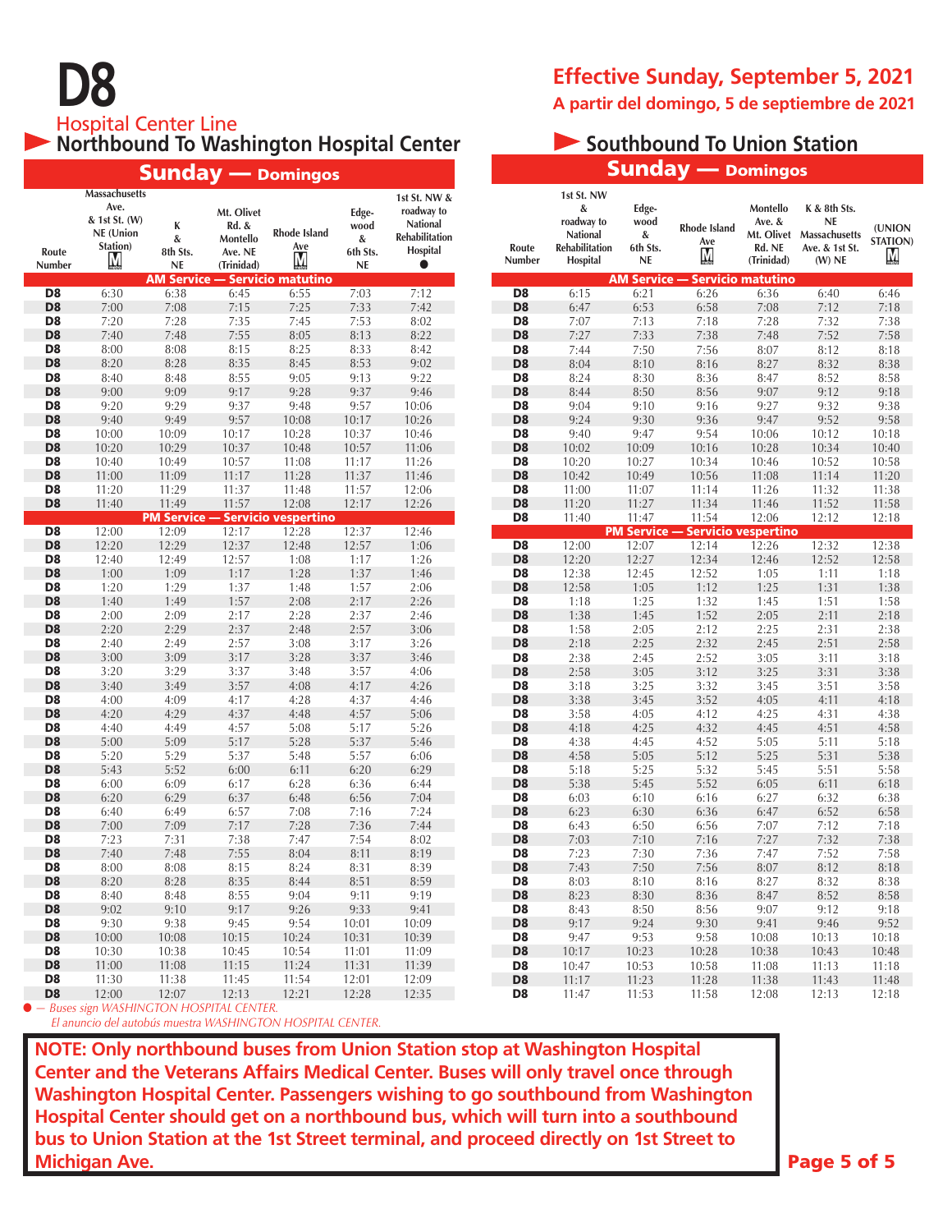# D8

Hospital Center Line

**Effective Sunday, September 5, 2021**

**A partir del domingo, 5 de septiembre de 2021**

## Northbound To Washington Hospital Center

### Sunday — Domingos

| Route Number | Massachusetts Ave. & 1st St. (W) NE (Union Station) M | K & 8th Sts. NE | Mt. Olivet Rd. & Montello Ave. NE (Trinidad) | Rhode Island Ave M | Edgewood & 6th Sts. NE | 1st St. NW & roadway to National Rehabilitation Hospital ● |
|---|---|---|---|---|---|---|
| **AM Service — Servicio matutino** | | | | | | |
| D8 | 6:30 | 6:38 | 6:45 | 6:55 | 7:03 | 7:12 |
| D8 | 7:00 | 7:08 | 7:15 | 7:25 | 7:33 | 7:42 |
| D8 | 7:20 | 7:28 | 7:35 | 7:45 | 7:53 | 8:02 |
| D8 | 7:40 | 7:48 | 7:55 | 8:05 | 8:13 | 8:22 |
| D8 | 8:00 | 8:08 | 8:15 | 8:25 | 8:33 | 8:42 |
| D8 | 8:20 | 8:28 | 8:35 | 8:45 | 8:53 | 9:02 |
| D8 | 8:40 | 8:48 | 8:55 | 9:05 | 9:13 | 9:22 |
| D8 | 9:00 | 9:09 | 9:17 | 9:28 | 9:37 | 9:46 |
| D8 | 9:20 | 9:29 | 9:37 | 9:48 | 9:57 | 10:06 |
| D8 | 9:40 | 9:49 | 9:57 | 10:08 | 10:17 | 10:26 |
| D8 | 10:00 | 10:09 | 10:17 | 10:28 | 10:37 | 10:46 |
| D8 | 10:20 | 10:29 | 10:37 | 10:48 | 10:57 | 11:06 |
| D8 | 10:40 | 10:49 | 10:57 | 11:08 | 11:17 | 11:26 |
| D8 | 11:00 | 11:09 | 11:17 | 11:28 | 11:37 | 11:46 |
| D8 | 11:20 | 11:29 | 11:37 | 11:48 | 11:57 | 12:06 |
| D8 | 11:40 | 11:49 | 11:57 | 12:08 | 12:17 | 12:26 |
| **PM Service — Servicio vespertino** | | | | | | |
| D8 | 12:00 | 12:09 | 12:17 | 12:28 | 12:37 | 12:46 |
| D8 | 12:20 | 12:29 | 12:37 | 12:48 | 12:57 | 1:06 |
| D8 | 12:40 | 12:49 | 12:57 | 1:08 | 1:17 | 1:26 |
| D8 | 1:00 | 1:09 | 1:17 | 1:28 | 1:37 | 1:46 |
| D8 | 1:20 | 1:29 | 1:37 | 1:48 | 1:57 | 2:06 |
| D8 | 1:40 | 1:49 | 1:57 | 2:08 | 2:17 | 2:26 |
| D8 | 2:00 | 2:09 | 2:17 | 2:28 | 2:37 | 2:46 |
| D8 | 2:20 | 2:29 | 2:37 | 2:48 | 2:57 | 3:06 |
| D8 | 2:40 | 2:49 | 2:57 | 3:08 | 3:17 | 3:26 |
| D8 | 3:00 | 3:09 | 3:17 | 3:28 | 3:37 | 3:46 |
| D8 | 3:20 | 3:29 | 3:37 | 3:48 | 3:57 | 4:06 |
| D8 | 3:40 | 3:49 | 3:57 | 4:08 | 4:17 | 4:26 |
| D8 | 4:00 | 4:09 | 4:17 | 4:28 | 4:37 | 4:46 |
| D8 | 4:20 | 4:29 | 4:37 | 4:48 | 4:57 | 5:06 |
| D8 | 4:40 | 4:49 | 4:57 | 5:08 | 5:17 | 5:26 |
| D8 | 5:00 | 5:09 | 5:17 | 5:28 | 5:37 | 5:46 |
| D8 | 5:20 | 5:29 | 5:37 | 5:48 | 5:57 | 6:06 |
| D8 | 5:43 | 5:52 | 6:00 | 6:11 | 6:20 | 6:29 |
| D8 | 6:00 | 6:09 | 6:17 | 6:28 | 6:36 | 6:44 |
| D8 | 6:20 | 6:29 | 6:37 | 6:48 | 6:56 | 7:04 |
| D8 | 6:40 | 6:49 | 6:57 | 7:08 | 7:16 | 7:24 |
| D8 | 7:00 | 7:09 | 7:17 | 7:28 | 7:36 | 7:44 |
| D8 | 7:23 | 7:31 | 7:38 | 7:47 | 7:54 | 8:02 |
| D8 | 7:40 | 7:48 | 7:55 | 8:04 | 8:11 | 8:19 |
| D8 | 8:00 | 8:08 | 8:15 | 8:24 | 8:31 | 8:39 |
| D8 | 8:20 | 8:28 | 8:35 | 8:44 | 8:51 | 8:59 |
| D8 | 8:40 | 8:48 | 8:55 | 9:04 | 9:11 | 9:19 |
| D8 | 9:02 | 9:10 | 9:17 | 9:26 | 9:33 | 9:41 |
| D8 | 9:30 | 9:38 | 9:45 | 9:54 | 10:01 | 10:09 |
| D8 | 10:00 | 10:08 | 10:15 | 10:24 | 10:31 | 10:39 |
| D8 | 10:30 | 10:38 | 10:45 | 10:54 | 11:01 | 11:09 |
| D8 | 11:00 | 11:08 | 11:15 | 11:24 | 11:31 | 11:39 |
| D8 | 11:30 | 11:38 | 11:45 | 11:54 | 12:01 | 12:09 |
| D8 | 12:00 | 12:07 | 12:13 | 12:21 | 12:28 | 12:35 |

● — *Buses sign WASHINGTON HOSPITAL CENTER.*
*El anuncio del autobús muestra WASHINGTON HOSPITAL CENTER.*

## Southbound To Union Station

### Sunday — Domingos

| Route Number | 1st St. NW & roadway to National Rehabilitation Hospital | Edgewood & 6th Sts. NE | Rhode Island Ave M | Montello Ave. & Mt. Olivet Rd. NE (Trinidad) | K & 8th Sts. NE Massachusetts Ave. & 1st St. (W) NE | (UNION STATION) M |
|---|---|---|---|---|---|---|
| **AM Service — Servicio matutino** | | | | | | |
| D8 | 6:15 | 6:21 | 6:26 | 6:36 | 6:40 | 6:46 |
| D8 | 6:47 | 6:53 | 6:58 | 7:08 | 7:12 | 7:18 |
| D8 | 7:07 | 7:13 | 7:18 | 7:28 | 7:32 | 7:38 |
| D8 | 7:27 | 7:33 | 7:38 | 7:48 | 7:52 | 7:58 |
| D8 | 7:44 | 7:50 | 7:56 | 8:07 | 8:12 | 8:18 |
| D8 | 8:04 | 8:10 | 8:16 | 8:27 | 8:32 | 8:38 |
| D8 | 8:24 | 8:30 | 8:36 | 8:47 | 8:52 | 8:58 |
| D8 | 8:44 | 8:50 | 8:56 | 9:07 | 9:12 | 9:18 |
| D8 | 9:04 | 9:10 | 9:16 | 9:27 | 9:32 | 9:38 |
| D8 | 9:24 | 9:30 | 9:36 | 9:47 | 9:52 | 9:58 |
| D8 | 9:40 | 9:47 | 9:54 | 10:06 | 10:12 | 10:18 |
| D8 | 10:02 | 10:09 | 10:16 | 10:28 | 10:34 | 10:40 |
| D8 | 10:20 | 10:27 | 10:34 | 10:46 | 10:52 | 10:58 |
| D8 | 10:42 | 10:49 | 10:56 | 11:08 | 11:14 | 11:20 |
| D8 | 11:00 | 11:07 | 11:14 | 11:26 | 11:32 | 11:38 |
| D8 | 11:20 | 11:27 | 11:34 | 11:46 | 11:52 | 11:58 |
| D8 | 11:40 | 11:47 | 11:54 | 12:06 | 12:12 | 12:18 |
| **PM Service — Servicio vespertino** | | | | | | |
| D8 | 12:00 | 12:07 | 12:14 | 12:26 | 12:32 | 12:38 |
| D8 | 12:20 | 12:27 | 12:34 | 12:46 | 12:52 | 12:58 |
| D8 | 12:38 | 12:45 | 12:52 | 1:05 | 1:11 | 1:18 |
| D8 | 12:58 | 1:05 | 1:12 | 1:25 | 1:31 | 1:38 |
| D8 | 1:18 | 1:25 | 1:32 | 1:45 | 1:51 | 1:58 |
| D8 | 1:38 | 1:45 | 1:52 | 2:05 | 2:11 | 2:18 |
| D8 | 1:58 | 2:05 | 2:12 | 2:25 | 2:31 | 2:38 |
| D8 | 2:18 | 2:25 | 2:32 | 2:45 | 2:51 | 2:58 |
| D8 | 2:38 | 2:45 | 2:52 | 3:05 | 3:11 | 3:18 |
| D8 | 2:58 | 3:05 | 3:12 | 3:25 | 3:31 | 3:38 |
| D8 | 3:18 | 3:25 | 3:32 | 3:45 | 3:51 | 3:58 |
| D8 | 3:38 | 3:45 | 3:52 | 4:05 | 4:11 | 4:18 |
| D8 | 3:58 | 4:05 | 4:12 | 4:25 | 4:31 | 4:38 |
| D8 | 4:18 | 4:25 | 4:32 | 4:45 | 4:51 | 4:58 |
| D8 | 4:38 | 4:45 | 4:52 | 5:05 | 5:11 | 5:18 |
| D8 | 4:58 | 5:05 | 5:12 | 5:25 | 5:31 | 5:38 |
| D8 | 5:18 | 5:25 | 5:32 | 5:45 | 5:51 | 5:58 |
| D8 | 5:38 | 5:45 | 5:52 | 6:05 | 6:11 | 6:18 |
| D8 | 6:03 | 6:10 | 6:16 | 6:27 | 6:32 | 6:38 |
| D8 | 6:23 | 6:30 | 6:36 | 6:47 | 6:52 | 6:58 |
| D8 | 6:43 | 6:50 | 6:56 | 7:07 | 7:12 | 7:18 |
| D8 | 7:03 | 7:10 | 7:16 | 7:27 | 7:32 | 7:38 |
| D8 | 7:23 | 7:30 | 7:36 | 7:47 | 7:52 | 7:58 |
| D8 | 7:43 | 7:50 | 7:56 | 8:07 | 8:12 | 8:18 |
| D8 | 8:03 | 8:10 | 8:16 | 8:27 | 8:32 | 8:38 |
| D8 | 8:23 | 8:30 | 8:36 | 8:47 | 8:52 | 8:58 |
| D8 | 8:43 | 8:50 | 8:56 | 9:07 | 9:12 | 9:18 |
| D8 | 9:17 | 9:24 | 9:30 | 9:41 | 9:46 | 9:52 |
| D8 | 9:47 | 9:53 | 9:58 | 10:08 | 10:13 | 10:18 |
| D8 | 10:17 | 10:23 | 10:28 | 10:38 | 10:43 | 10:48 |
| D8 | 10:47 | 10:53 | 10:58 | 11:08 | 11:13 | 11:18 |
| D8 | 11:17 | 11:23 | 11:28 | 11:38 | 11:43 | 11:48 |
| D8 | 11:47 | 11:53 | 11:58 | 12:08 | 12:13 | 12:18 |

**NOTE: Only northbound buses from Union Station stop at Washington Hospital Center and the Veterans Affairs Medical Center. Buses will only travel once through Washington Hospital Center. Passengers wishing to go southbound from Washington Hospital Center should get on a northbound bus, which will turn into a southbound bus to Union Station at the 1st Street terminal, and proceed directly on 1st Street to Michigan Ave.**